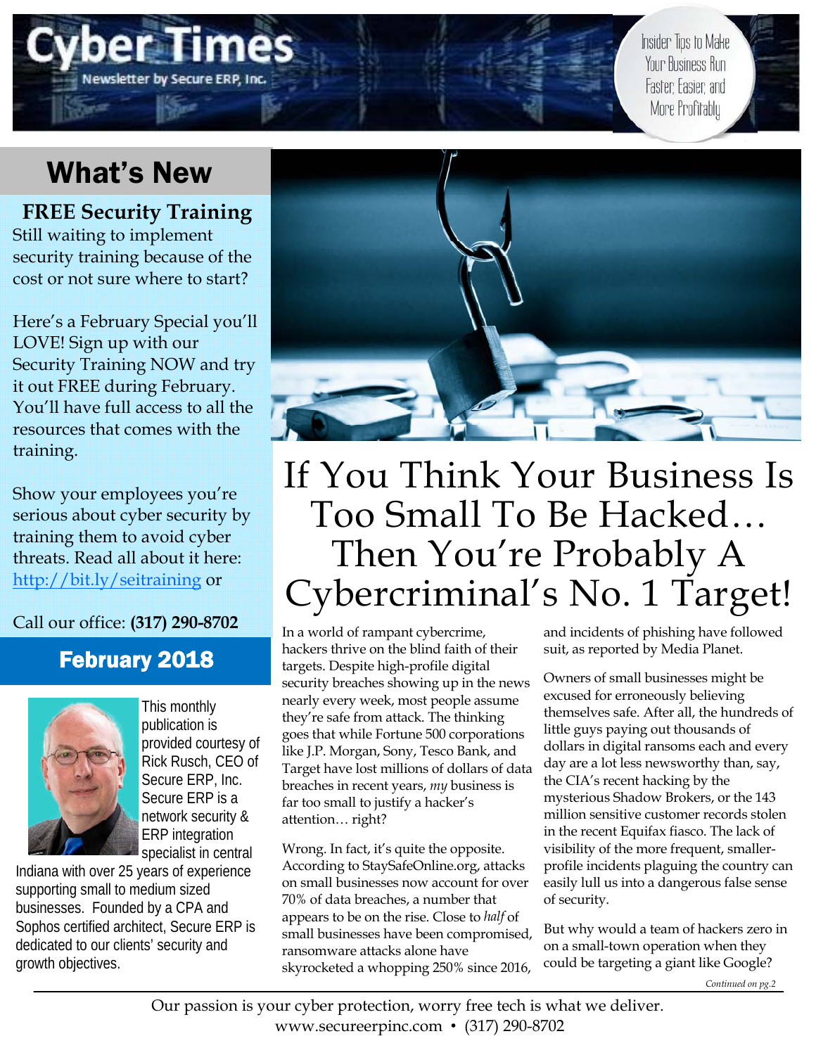# Cyber Times

Newsletter by Secure ERP, Inc.

Insider Tips to Make Your Business Run Faster, Easier, and More Profitably

## What's New

**FREE Security Training**

Still waiting to implement security training because of the cost or not sure where to start?

Here's a February Special you'll LOVE! Sign up with our Security Training NOW and try it out FREE during February. You'll have full access to all the resources that comes with the training.

Show your employees you're serious about cyber security by training them to avoid cyber threats. Read all about it here: http://bit.ly/seitraining or

Call our office: **(317) 290-8702**

**February 2018**

This monthly publication is provided courtesy of Rick Rusch, CEO of Secure ERP, Inc. Secure ERP is a network security & ERP integration specialist in central Indiana with over 25 years of experience supporting small to medium sized businesses. Founded by a CPA and Sophos certified architect, Secure ERP is dedicated to our clients' security and growth objectives.

# If You Think Your Business Is Too Small To Be Hacked… Then You're Probably A Cybercriminal's No. 1 Target!

In a world of rampant cybercrime, hackers thrive on the blind faith of their targets. Despite high-profile digital security breaches showing up in the news nearly every week, most people assume they're safe from attack. The thinking goes that while Fortune 500 corporations like J.P. Morgan, Sony, Tesco Bank, and Target have lost millions of dollars of data breaches in recent years, *my* business is far too small to justify a hacker's attention… right?

Wrong. In fact, it's quite the opposite. According to StaySafeOnline.org, attacks on small businesses now account for over 70% of data breaches, a number that appears to be on the rise. Close to *half* of small businesses have been compromised, ransomware attacks alone have skyrocketed a whopping 250% since 2016, and incidents of phishing have followed suit, as reported by Media Planet.

Owners of small businesses might be excused for erroneously believing themselves safe. After all, the hundreds of little guys paying out thousands of dollars in digital ransoms each and every day are a lot less newsworthy than, say, the CIA's recent hacking by the mysterious Shadow Brokers, or the 143 million sensitive customer records stolen in the recent Equifax fiasco. The lack of visibility of the more frequent, smaller-profile incidents plaguing the country can easily lull us into a dangerous false sense of security.

But why would a team of hackers zero in on a small-town operation when they could be targeting a giant like Google?

*Continued on pg.2*

Our passion is your cyber protection, worry free tech is what we deliver.
www.secureerpinc.com • (317) 290-8702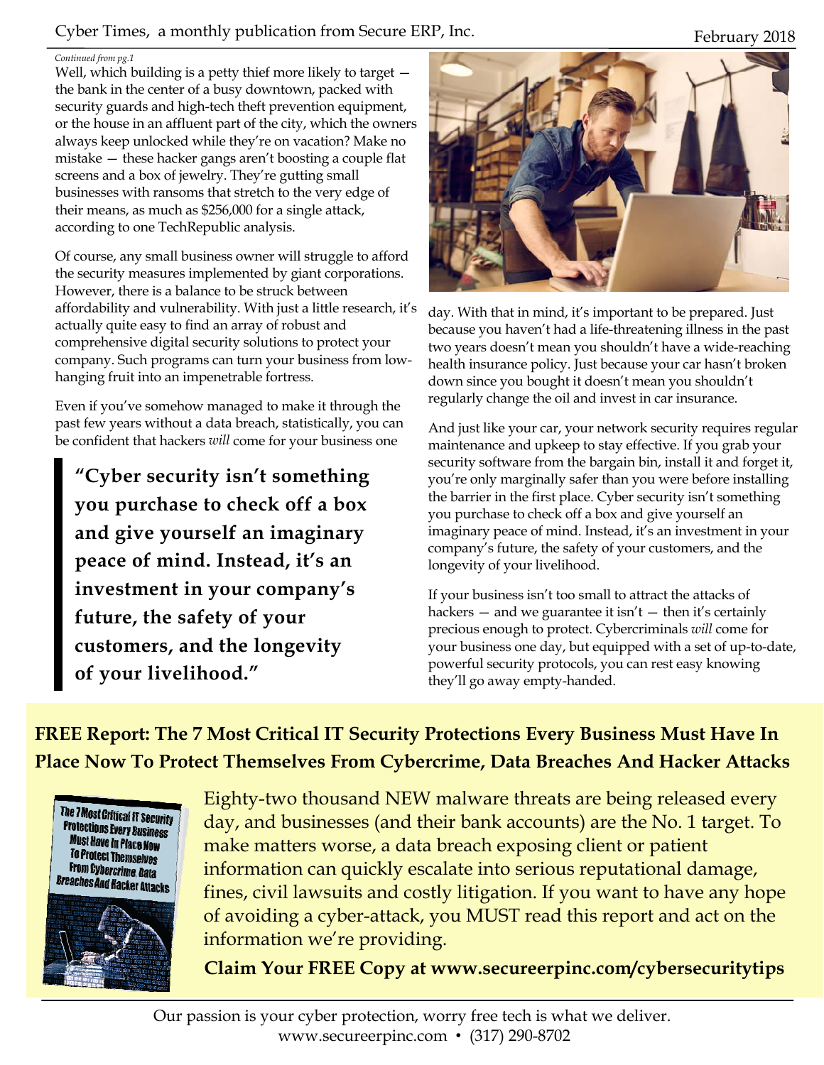*Continued from pg.1*

Well, which building is a petty thief more likely to target — the bank in the center of a busy downtown, packed with security guards and high-tech theft prevention equipment, or the house in an affluent part of the city, which the owners always keep unlocked while they're on vacation? Make no mistake — these hacker gangs aren't boosting a couple flat screens and a box of jewelry. They're gutting small businesses with ransoms that stretch to the very edge of their means, as much as $256,000 for a single attack, according to one TechRepublic analysis.

Of course, any small business owner will struggle to afford the security measures implemented by giant corporations. However, there is a balance to be struck between affordability and vulnerability. With just a little research, it's actually quite easy to find an array of robust and comprehensive digital security solutions to protect your company. Such programs can turn your business from low-hanging fruit into an impenetrable fortress.

Even if you've somehow managed to make it through the past few years without a data breach, statistically, you can be confident that hackers *will* come for your business one day. With that in mind, it's important to be prepared. Just because you haven't had a life-threatening illness in the past two years doesn't mean you shouldn't have a wide-reaching health insurance policy. Just because your car hasn't broken down since you bought it doesn't mean you shouldn't regularly change the oil and invest in car insurance.

> **"Cyber security isn't something you purchase to check off a box and give yourself an imaginary peace of mind. Instead, it's an investment in your company's future, the safety of your customers, and the longevity of your livelihood."**

And just like your car, your network security requires regular maintenance and upkeep to stay effective. If you grab your security software from the bargain bin, install it and forget it, you're only marginally safer than you were before installing the barrier in the first place. Cyber security isn't something you purchase to check off a box and give yourself an imaginary peace of mind. Instead, it's an investment in your company's future, the safety of your customers, and the longevity of your livelihood.

If your business isn't too small to attract the attacks of hackers — and we guarantee it isn't — then it's certainly precious enough to protect. Cybercriminals *will* come for your business one day, but equipped with a set of up-to-date, powerful security protocols, you can rest easy knowing they'll go away empty-handed.

## FREE Report: The 7 Most Critical IT Security Protections Every Business Must Have In Place Now To Protect Themselves From Cybercrime, Data Breaches And Hacker Attacks

Eighty-two thousand NEW malware threats are being released every day, and businesses (and their bank accounts) are the No. 1 target. To make matters worse, a data breach exposing client or patient information can quickly escalate into serious reputational damage, fines, civil lawsuits and costly litigation. If you want to have any hope of avoiding a cyber-attack, you MUST read this report and act on the information we're providing.

**Claim Your FREE Copy at www.secureerpinc.com/cybersecuritytips**

Our passion is your cyber protection, worry free tech is what we deliver.
www.secureerpinc.com • (317) 290-8702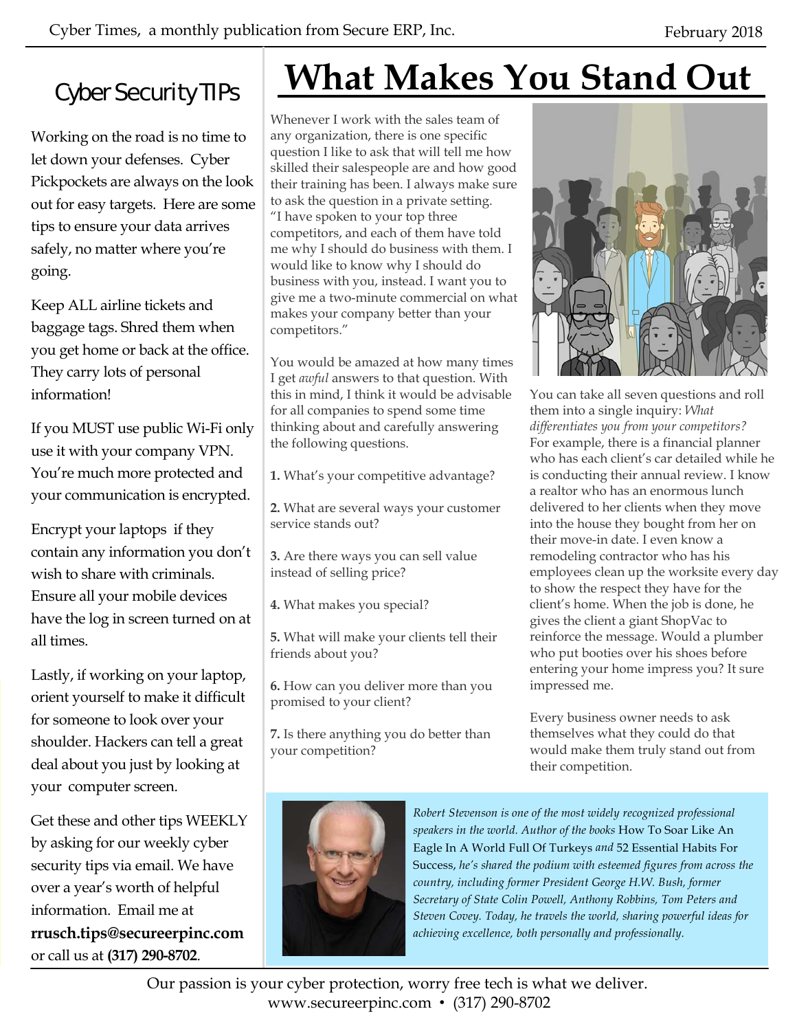## Cyber Security TIPs

Working on the road is no time to let down your defenses. Cyber Pickpockets are always on the look out for easy targets. Here are some tips to ensure your data arrives safely, no matter where you're going.

Keep ALL airline tickets and baggage tags. Shred them when you get home or back at the office. They carry lots of personal information!

If you MUST use public Wi-Fi only use it with your company VPN. You're much more protected and your communication is encrypted.

Encrypt your laptops if they contain any information you don't wish to share with criminals. Ensure all your mobile devices have the log in screen turned on at all times.

Lastly, if working on your laptop, orient yourself to make it difficult for someone to look over your shoulder. Hackers can tell a great deal about you just by looking at your computer screen.

Get these and other tips WEEKLY by asking for our weekly cyber security tips via email. We have over a year's worth of helpful information. Email me at **rrusch.tips@secureerpinc.com** or call us at **(317) 290-8702**.

# What Makes You Stand Out

Whenever I work with the sales team of any organization, there is one specific question I like to ask that will tell me how skilled their salespeople are and how good their training has been. I always make sure to ask the question in a private setting. "I have spoken to your top three competitors, and each of them have told me why I should do business with them. I would like to know why I should do business with you, instead. I want you to give me a two-minute commercial on what makes your company better than your competitors."

You would be amazed at how many times I get *awful* answers to that question. With this in mind, I think it would be advisable for all companies to spend some time thinking about and carefully answering the following questions.

**1.** What's your competitive advantage?

**2.** What are several ways your customer service stands out?

**3.** Are there ways you can sell value instead of selling price?

**4.** What makes you special?

**5.** What will make your clients tell their friends about you?

**6.** How can you deliver more than you promised to your client?

**7.** Is there anything you do better than your competition?

You can take all seven questions and roll them into a single inquiry: *What differentiates you from your competitors?* For example, there is a financial planner who has each client's car detailed while he is conducting their annual review. I know a realtor who has an enormous lunch delivered to her clients when they move into the house they bought from her on their move-in date. I even know a remodeling contractor who has his employees clean up the worksite every day to show the respect they have for the client's home. When the job is done, he gives the client a giant ShopVac to reinforce the message. Would a plumber who put booties over his shoes before entering your home impress you? It sure impressed me.

Every business owner needs to ask themselves what they could do that would make them truly stand out from their competition.

*Robert Stevenson is one of the most widely recognized professional speakers in the world. Author of the books* How To Soar Like An Eagle In A World Full Of Turkeys *and* 52 Essential Habits For Success, *he's shared the podium with esteemed figures from across the country, including former President George H.W. Bush, former Secretary of State Colin Powell, Anthony Robbins, Tom Peters and Steven Covey. Today, he travels the world, sharing powerful ideas for achieving excellence, both personally and professionally.*

Our passion is your cyber protection, worry free tech is what we deliver.
www.secureerpinc.com • (317) 290-8702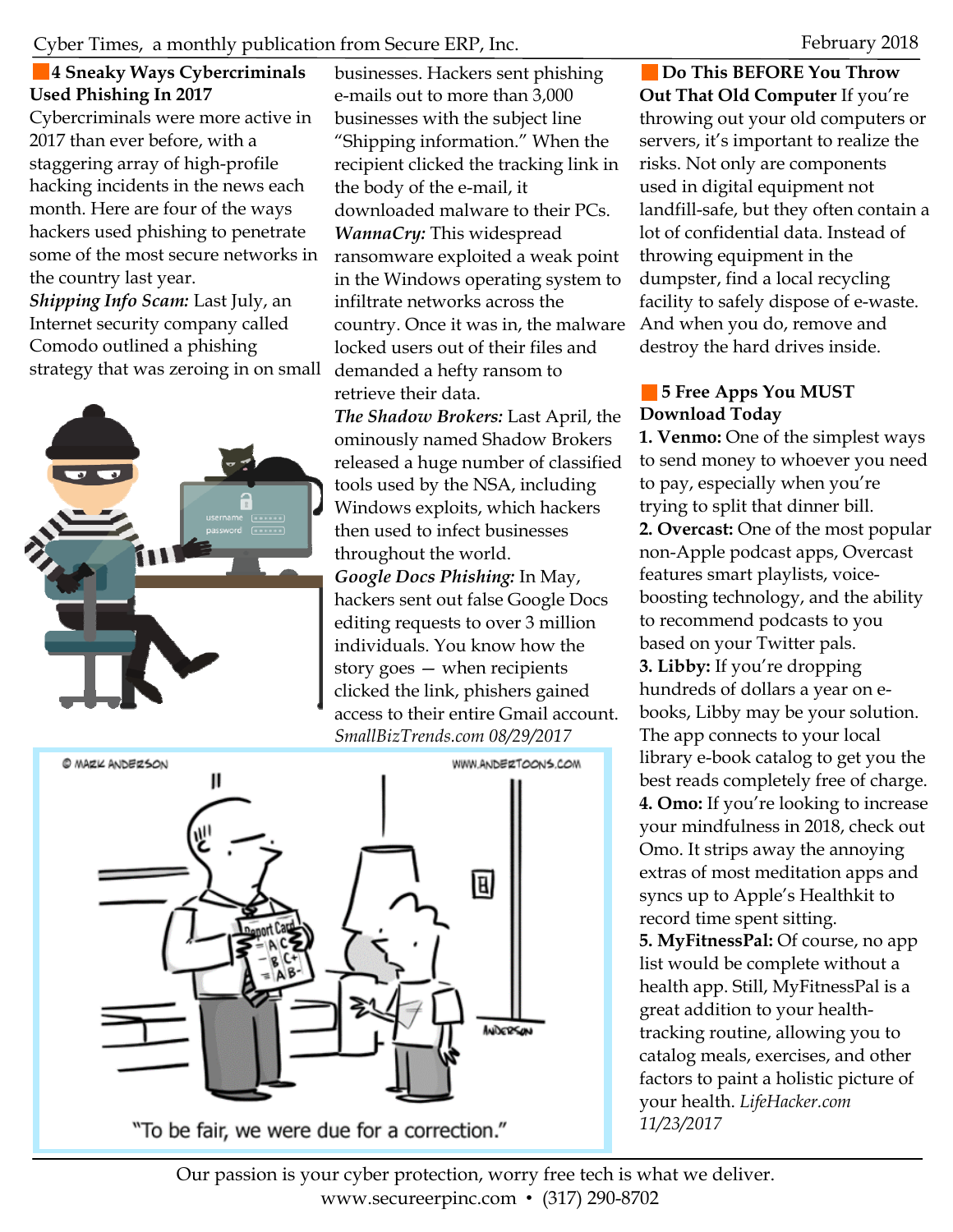## 4 Sneaky Ways Cybercriminals Used Phishing In 2017

Cybercriminals were more active in 2017 than ever before, with a staggering array of high-profile hacking incidents in the news each month. Here are four of the ways hackers used phishing to penetrate some of the most secure networks in the country last year.

***Shipping Info Scam:*** Last July, an Internet security company called Comodo outlined a phishing strategy that was zeroing in on small businesses. Hackers sent phishing e-mails out to more than 3,000 businesses with the subject line "Shipping information." When the recipient clicked the tracking link in the body of the e-mail, it downloaded malware to their PCs.

***WannaCry:*** This widespread ransomware exploited a weak point in the Windows operating system to infiltrate networks across the country. Once it was in, the malware locked users out of their files and demanded a hefty ransom to retrieve their data.

***The Shadow Brokers:*** Last April, the ominously named Shadow Brokers released a huge number of classified tools used by the NSA, including Windows exploits, which hackers then used to infect businesses throughout the world.

***Google Docs Phishing:*** In May, hackers sent out false Google Docs editing requests to over 3 million individuals. You know how the story goes — when recipients clicked the link, phishers gained access to their entire Gmail account. *SmallBizTrends.com 08/29/2017*

"To be fair, we were due for a correction."

## Do This BEFORE You Throw Out That Old Computer

If you're throwing out your old computers or servers, it's important to realize the risks. Not only are components used in digital equipment not landfill-safe, but they often contain a lot of confidential data. Instead of throwing equipment in the dumpster, find a local recycling facility to safely dispose of e-waste. And when you do, remove and destroy the hard drives inside.

## 5 Free Apps You MUST Download Today

**1. Venmo:** One of the simplest ways to send money to whoever you need to pay, especially when you're trying to split that dinner bill.

**2. Overcast:** One of the most popular non-Apple podcast apps, Overcast features smart playlists, voice-boosting technology, and the ability to recommend podcasts to you based on your Twitter pals.

**3. Libby:** If you're dropping hundreds of dollars a year on e-books, Libby may be your solution. The app connects to your local library e-book catalog to get you the best reads completely free of charge.

**4. Omo:** If you're looking to increase your mindfulness in 2018, check out Omo. It strips away the annoying extras of most meditation apps and syncs up to Apple's Healthkit to record time spent sitting.

**5. MyFitnessPal:** Of course, no app list would be complete without a health app. Still, MyFitnessPal is a great addition to your health-tracking routine, allowing you to catalog meals, exercises, and other factors to paint a holistic picture of your health. *LifeHacker.com 11/23/2017*